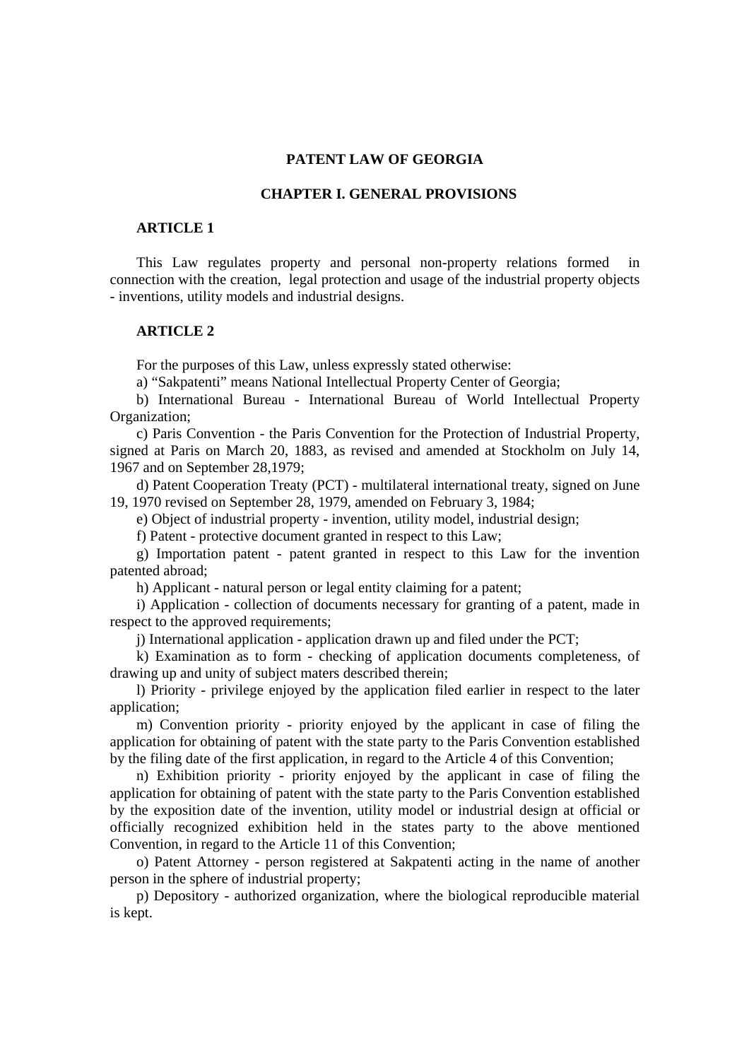# PATENT LAW OF GEORGIA

## CHAPTER I. GENERAL PROVISIONS

### ARTICLE 1

This Law regulates property and personal non-property relations formed in connection with the creation, legal protection and usage of the industrial property objects - inventions, utility models and industrial designs.

### ARTICLE 2

For the purposes of this Law, unless expressly stated otherwise:

a) "Sakpatenti" means National Intellectual Property Center of Georgia;

b) International Bureau - International Bureau of World Intellectual Property Organization;

c) Paris Convention - the Paris Convention for the Protection of Industrial Property, signed at Paris on March 20, 1883, as revised and amended at Stockholm on July 14, 1967 and on September 28,1979;

d) Patent Cooperation Treaty (PCT) - multilateral international treaty, signed on June 19, 1970 revised on September 28, 1979, amended on February 3, 1984;

e) Object of industrial property - invention, utility model, industrial design;

f) Patent - protective document granted in respect to this Law;

g) Importation patent - patent granted in respect to this Law for the invention patented abroad;

h) Applicant - natural person or legal entity claiming for a patent;

i) Application - collection of documents necessary for granting of a patent, made in respect to the approved requirements;

j) International application - application drawn up and filed under the PCT;

k) Examination as to form - checking of application documents completeness, of drawing up and unity of subject maters described therein;

l) Priority - privilege enjoyed by the application filed earlier in respect to the later application;

m) Convention priority - priority enjoyed by the applicant in case of filing the application for obtaining of patent with the state party to the Paris Convention established by the filing date of the first application, in regard to the Article 4 of this Convention;

n) Exhibition priority - priority enjoyed by the applicant in case of filing the application for obtaining of patent with the state party to the Paris Convention established by the exposition date of the invention, utility model or industrial design at official or officially recognized exhibition held in the states party to the above mentioned Convention, in regard to the Article 11 of this Convention;

o) Patent Attorney - person registered at Sakpatenti acting in the name of another person in the sphere of industrial property;

p) Depository - authorized organization, where the biological reproducible material is kept.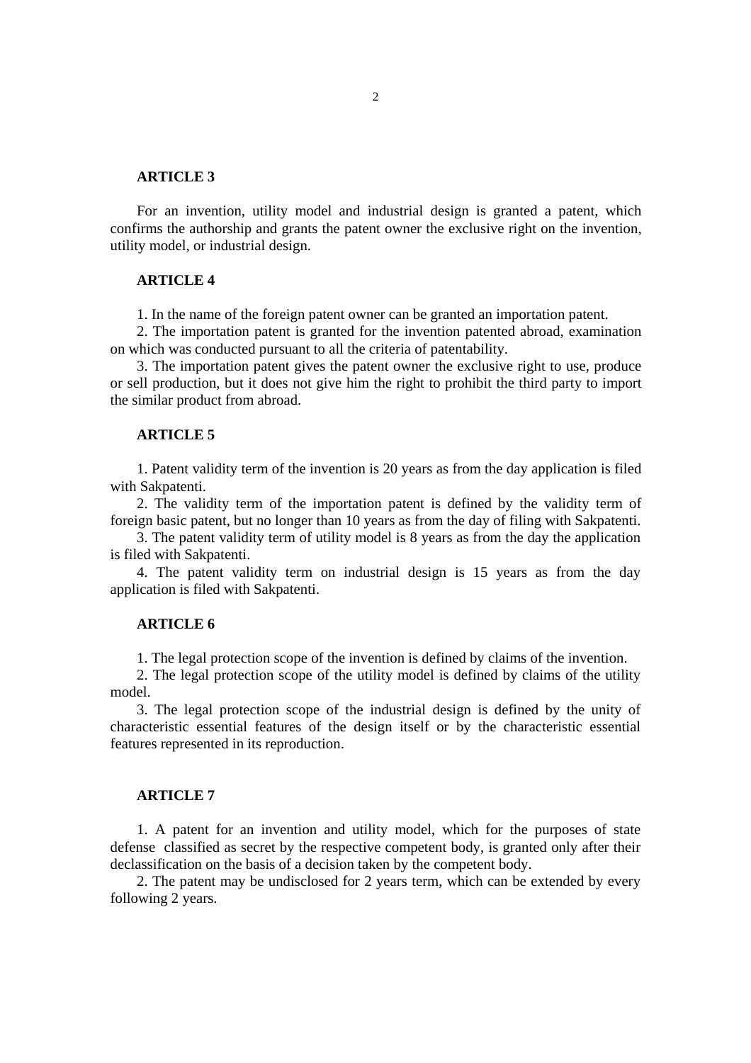**ARTICLE 3**

For an invention, utility model and industrial design is granted a patent, which confirms the authorship and grants the patent owner the exclusive right on the invention, utility model, or industrial design.

**ARTICLE 4**

1. In the name of the foreign patent owner can be granted an importation patent.
2. The importation patent is granted for the invention patented abroad, examination on which was conducted pursuant to all the criteria of patentability.
3. The importation patent gives the patent owner the exclusive right to use, produce or sell production, but it does not give him the right to prohibit the third party to import the similar product from abroad.

**ARTICLE 5**

1. Patent validity term of the invention is 20 years as from the day application is filed with Sakpatenti.
2. The validity term of the importation patent is defined by the validity term of foreign basic patent, but no longer than 10 years as from the day of filing with Sakpatenti.
3. The patent validity term of utility model is 8 years as from the day the application is filed with Sakpatenti.
4. The patent validity term on industrial design is 15 years as from the day application is filed with Sakpatenti.

**ARTICLE 6**

1. The legal protection scope of the invention is defined by claims of the invention.
2. The legal protection scope of the utility model is defined by claims of the utility model.
3. The legal protection scope of the industrial design is defined by the unity of characteristic essential features of the design itself or by the characteristic essential features represented in its reproduction.

**ARTICLE 7**

1. A patent for an invention and utility model, which for the purposes of state defense classified as secret by the respective competent body, is granted only after their declassification on the basis of a decision taken by the competent body.
2. The patent may be undisclosed for 2 years term, which can be extended by every following 2 years.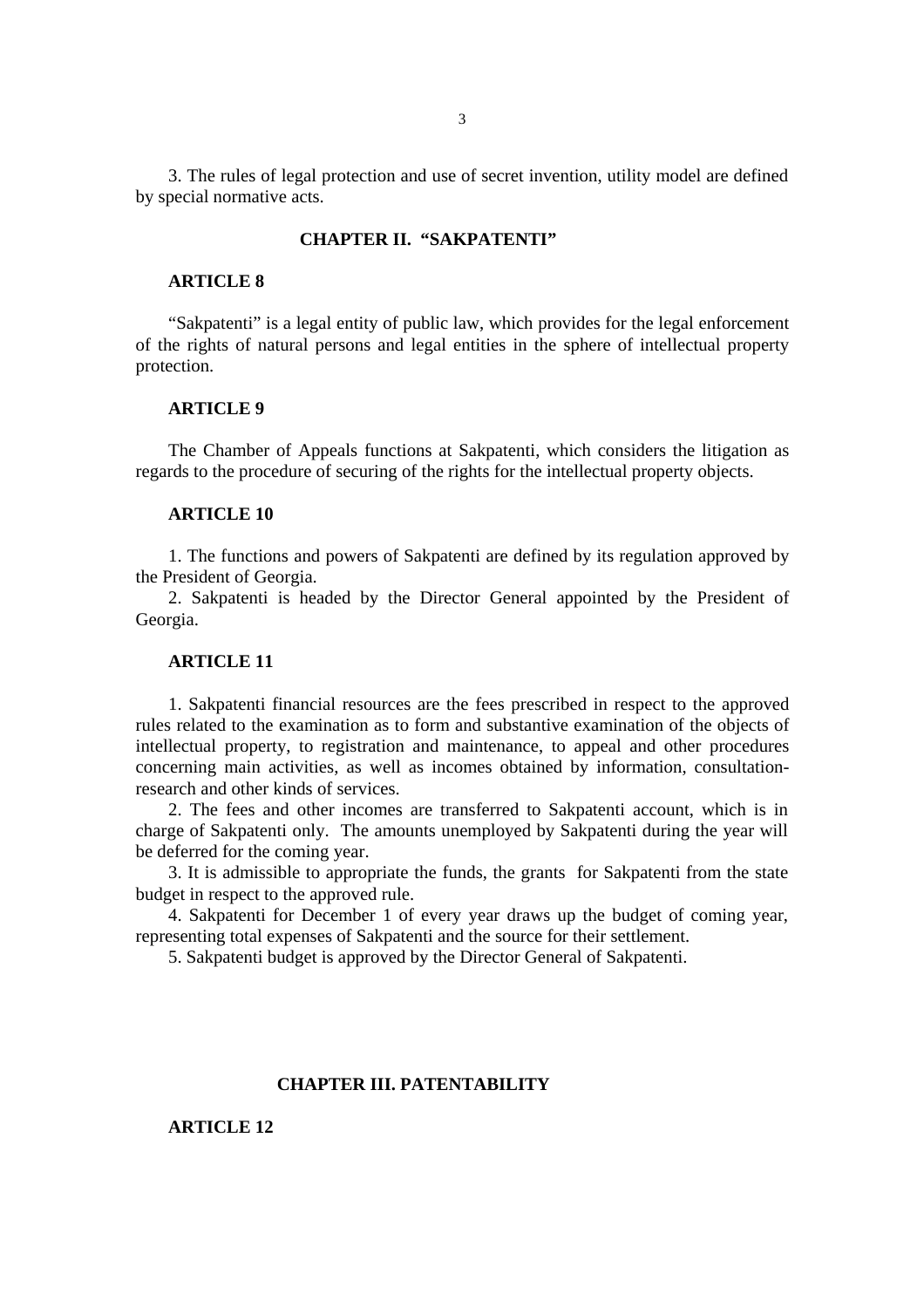3. The rules of legal protection and use of secret invention, utility model are defined by special normative acts.

## CHAPTER II. "SAKPATENTI"

### ARTICLE 8

"Sakpatenti" is a legal entity of public law, which provides for the legal enforcement of the rights of natural persons and legal entities in the sphere of intellectual property protection.

### ARTICLE 9

The Chamber of Appeals functions at Sakpatenti, which considers the litigation as regards to the procedure of securing of the rights for the intellectual property objects.

### ARTICLE 10

1. The functions and powers of Sakpatenti are defined by its regulation approved by the President of Georgia.
2. Sakpatenti is headed by the Director General appointed by the President of Georgia.

### ARTICLE 11

1. Sakpatenti financial resources are the fees prescribed in respect to the approved rules related to the examination as to form and substantive examination of the objects of intellectual property, to registration and maintenance, to appeal and other procedures concerning main activities, as well as incomes obtained by information, consultation-research and other kinds of services.
2. The fees and other incomes are transferred to Sakpatenti account, which is in charge of Sakpatenti only. The amounts unemployed by Sakpatenti during the year will be deferred for the coming year.
3. It is admissible to appropriate the funds, the grants for Sakpatenti from the state budget in respect to the approved rule.
4. Sakpatenti for December 1 of every year draws up the budget of coming year, representing total expenses of Sakpatenti and the source for their settlement.
5. Sakpatenti budget is approved by the Director General of Sakpatenti.

## CHAPTER III. PATENTABILITY

### ARTICLE 12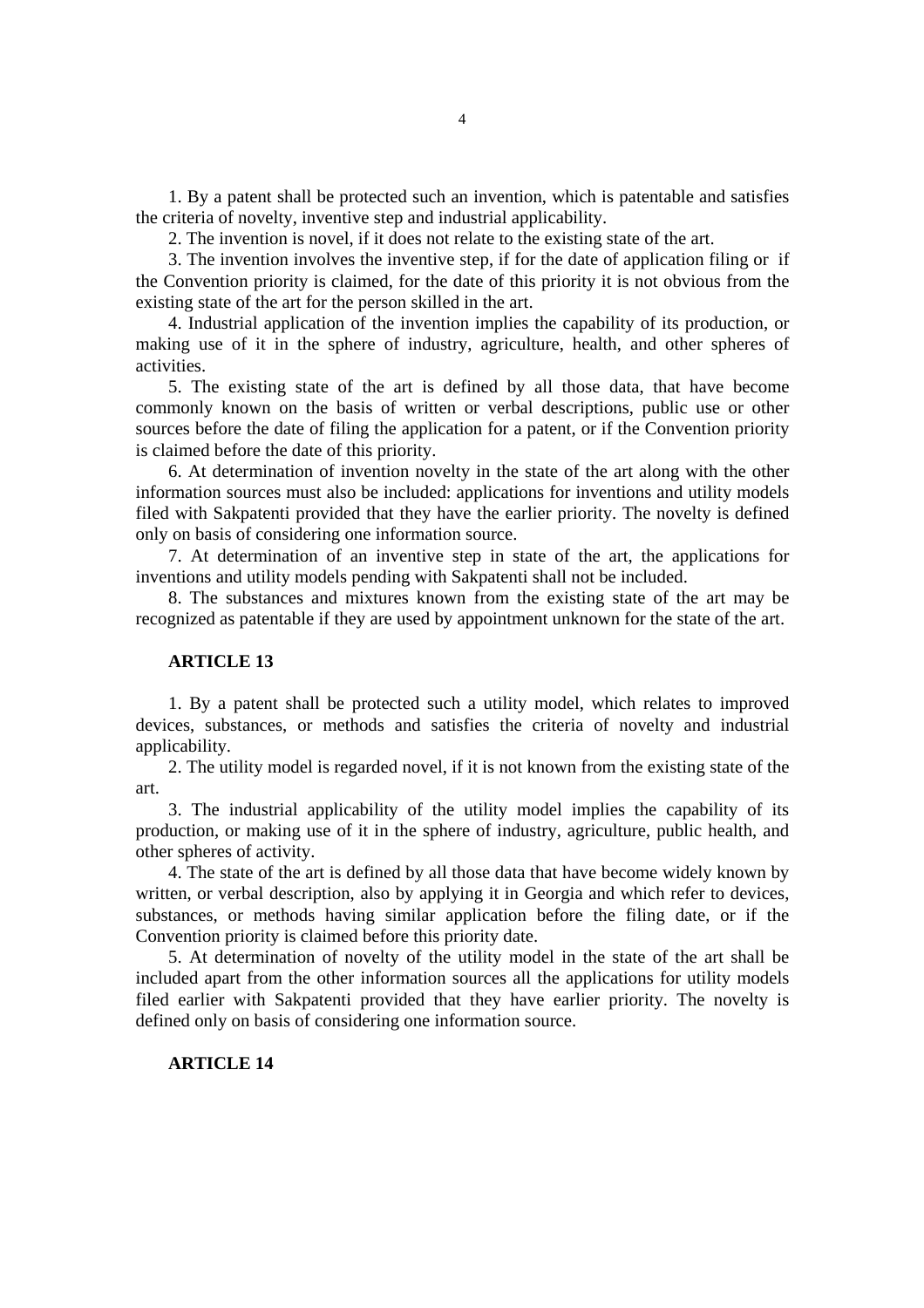1. By a patent shall be protected such an invention, which is patentable and satisfies the criteria of novelty, inventive step and industrial applicability.

2. The invention is novel, if it does not relate to the existing state of the art.

3. The invention involves the inventive step, if for the date of application filing or if the Convention priority is claimed, for the date of this priority it is not obvious from the existing state of the art for the person skilled in the art.

4. Industrial application of the invention implies the capability of its production, or making use of it in the sphere of industry, agriculture, health, and other spheres of activities.

5. The existing state of the art is defined by all those data, that have become commonly known on the basis of written or verbal descriptions, public use or other sources before the date of filing the application for a patent, or if the Convention priority is claimed before the date of this priority.

6. At determination of invention novelty in the state of the art along with the other information sources must also be included: applications for inventions and utility models filed with Sakpatenti provided that they have the earlier priority. The novelty is defined only on basis of considering one information source.

7. At determination of an inventive step in state of the art, the applications for inventions and utility models pending with Sakpatenti shall not be included.

8. The substances and mixtures known from the existing state of the art may be recognized as patentable if they are used by appointment unknown for the state of the art.

**ARTICLE 13**

1. By a patent shall be protected such a utility model, which relates to improved devices, substances, or methods and satisfies the criteria of novelty and industrial applicability.

2. The utility model is regarded novel, if it is not known from the existing state of the art.

3. The industrial applicability of the utility model implies the capability of its production, or making use of it in the sphere of industry, agriculture, public health, and other spheres of activity.

4. The state of the art is defined by all those data that have become widely known by written, or verbal description, also by applying it in Georgia and which refer to devices, substances, or methods having similar application before the filing date, or if the Convention priority is claimed before this priority date.

5. At determination of novelty of the utility model in the state of the art shall be included apart from the other information sources all the applications for utility models filed earlier with Sakpatenti provided that they have earlier priority. The novelty is defined only on basis of considering one information source.

**ARTICLE 14**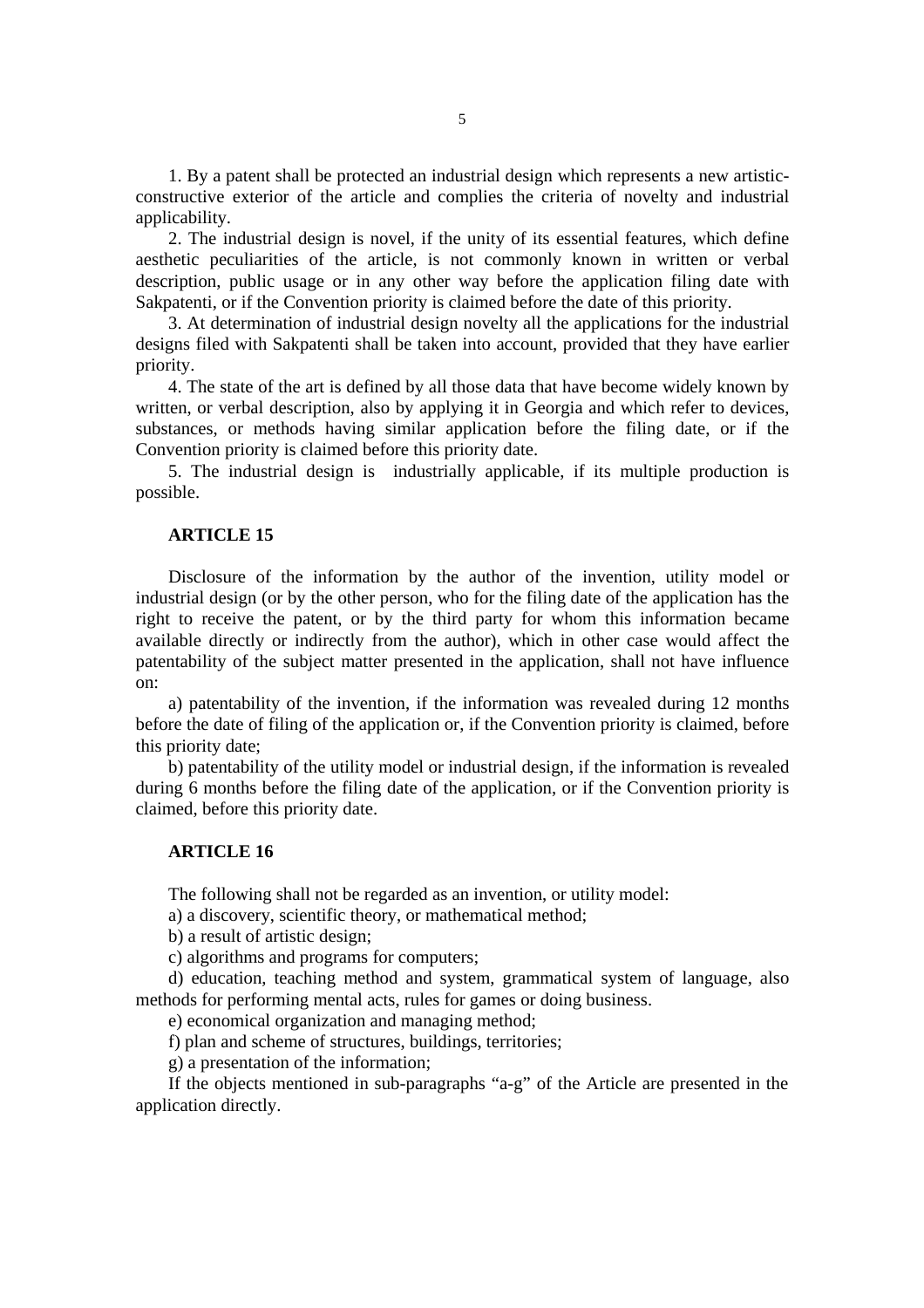1. By a patent shall be protected an industrial design which represents a new artistic-constructive exterior of the article and complies the criteria of novelty and industrial applicability.

2. The industrial design is novel, if the unity of its essential features, which define aesthetic peculiarities of the article, is not commonly known in written or verbal description, public usage or in any other way before the application filing date with Sakpatenti, or if the Convention priority is claimed before the date of this priority.

3. At determination of industrial design novelty all the applications for the industrial designs filed with Sakpatenti shall be taken into account, provided that they have earlier priority.

4. The state of the art is defined by all those data that have become widely known by written, or verbal description, also by applying it in Georgia and which refer to devices, substances, or methods having similar application before the filing date, or if the Convention priority is claimed before this priority date.

5. The industrial design is industrially applicable, if its multiple production is possible.

### ARTICLE 15

Disclosure of the information by the author of the invention, utility model or industrial design (or by the other person, who for the filing date of the application has the right to receive the patent, or by the third party for whom this information became available directly or indirectly from the author), which in other case would affect the patentability of the subject matter presented in the application, shall not have influence on:

a) patentability of the invention, if the information was revealed during 12 months before the date of filing of the application or, if the Convention priority is claimed, before this priority date;

b) patentability of the utility model or industrial design, if the information is revealed during 6 months before the filing date of the application, or if the Convention priority is claimed, before this priority date.

### ARTICLE 16

The following shall not be regarded as an invention, or utility model:

a) a discovery, scientific theory, or mathematical method;

b) a result of artistic design;

c) algorithms and programs for computers;

d) education, teaching method and system, grammatical system of language, also methods for performing mental acts, rules for games or doing business.

e) economical organization and managing method;

f) plan and scheme of structures, buildings, territories;

g) a presentation of the information;

If the objects mentioned in sub-paragraphs "a-g" of the Article are presented in the application directly.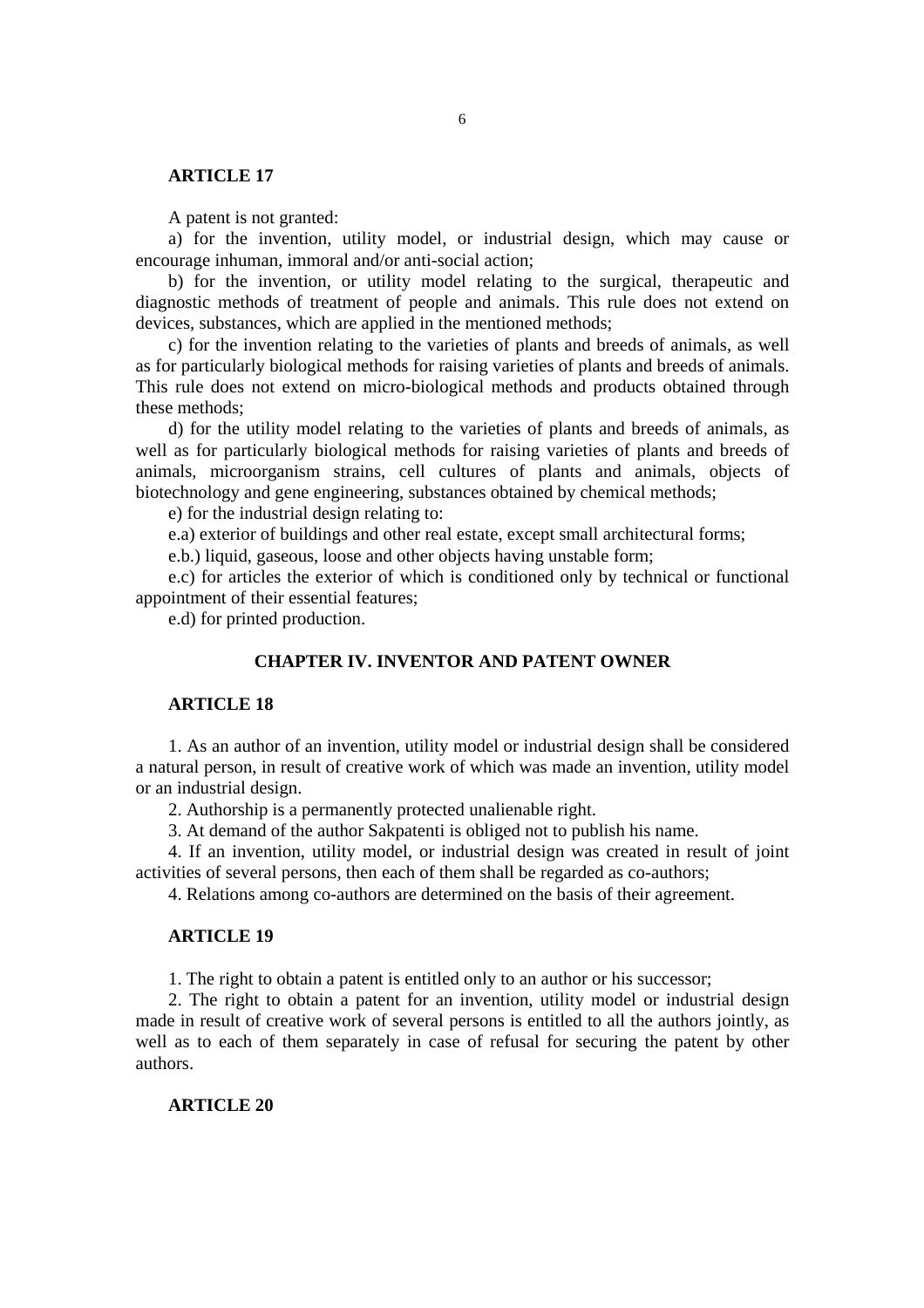### ARTICLE 17

A patent is not granted:

a) for the invention, utility model, or industrial design, which may cause or encourage inhuman, immoral and/or anti-social action;

b) for the invention, or utility model relating to the surgical, therapeutic and diagnostic methods of treatment of people and animals. This rule does not extend on devices, substances, which are applied in the mentioned methods;

c) for the invention relating to the varieties of plants and breeds of animals, as well as for particularly biological methods for raising varieties of plants and breeds of animals. This rule does not extend on micro-biological methods and products obtained through these methods;

d) for the utility model relating to the varieties of plants and breeds of animals, as well as for particularly biological methods for raising varieties of plants and breeds of animals, microorganism strains, cell cultures of plants and animals, objects of biotechnology and gene engineering, substances obtained by chemical methods;

e) for the industrial design relating to:

e.a) exterior of buildings and other real estate, except small architectural forms;

e.b.) liquid, gaseous, loose and other objects having unstable form;

e.c) for articles the exterior of which is conditioned only by technical or functional appointment of their essential features;

e.d) for printed production.

## CHAPTER IV. INVENTOR AND PATENT OWNER

### ARTICLE 18

1. As an author of an invention, utility model or industrial design shall be considered a natural person, in result of creative work of which was made an invention, utility model or an industrial design.

2. Authorship is a permanently protected unalienable right.

3. At demand of the author Sakpatenti is obliged not to publish his name.

4. If an invention, utility model, or industrial design was created in result of joint activities of several persons, then each of them shall be regarded as co-authors;

4. Relations among co-authors are determined on the basis of their agreement.

### ARTICLE 19

1. The right to obtain a patent is entitled only to an author or his successor;

2. The right to obtain a patent for an invention, utility model or industrial design made in result of creative work of several persons is entitled to all the authors jointly, as well as to each of them separately in case of refusal for securing the patent by other authors.

### ARTICLE 20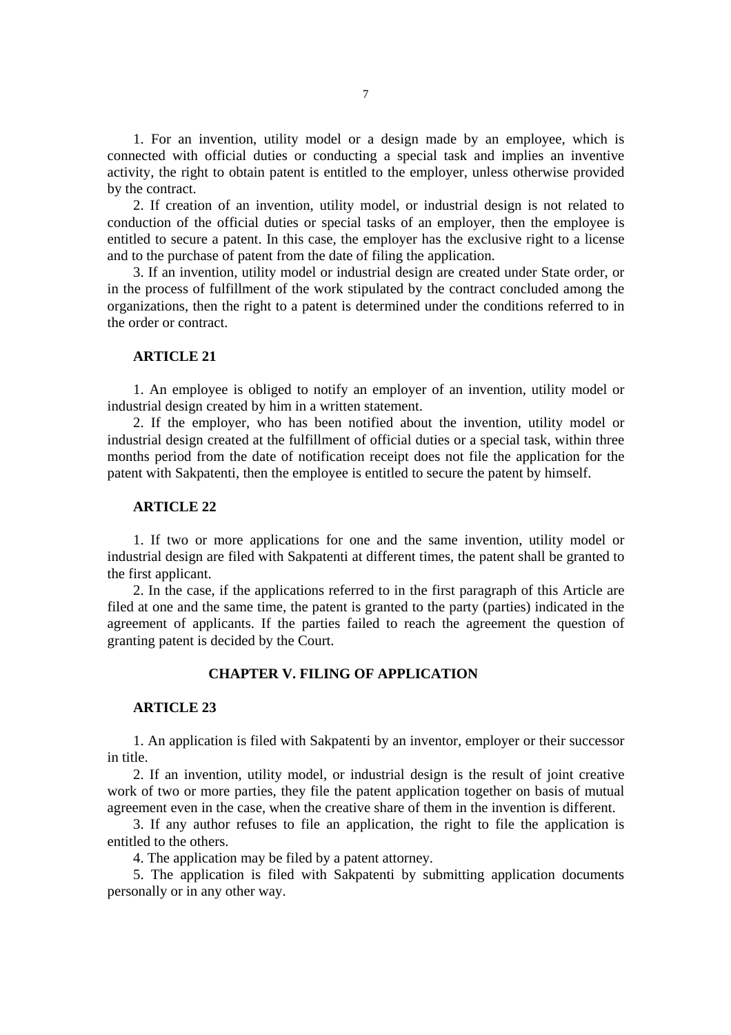1. For an invention, utility model or a design made by an employee, which is connected with official duties or conducting a special task and implies an inventive activity, the right to obtain patent is entitled to the employer, unless otherwise provided by the contract.

2. If creation of an invention, utility model, or industrial design is not related to conduction of the official duties or special tasks of an employer, then the employee is entitled to secure a patent. In this case, the employer has the exclusive right to a license and to the purchase of patent from the date of filing the application.

3. If an invention, utility model or industrial design are created under State order, or in the process of fulfillment of the work stipulated by the contract concluded among the organizations, then the right to a patent is determined under the conditions referred to in the order or contract.

### ARTICLE 21

1. An employee is obliged to notify an employer of an invention, utility model or industrial design created by him in a written statement.

2. If the employer, who has been notified about the invention, utility model or industrial design created at the fulfillment of official duties or a special task, within three months period from the date of notification receipt does not file the application for the patent with Sakpatenti, then the employee is entitled to secure the patent by himself.

### ARTICLE 22

1. If two or more applications for one and the same invention, utility model or industrial design are filed with Sakpatenti at different times, the patent shall be granted to the first applicant.

2. In the case, if the applications referred to in the first paragraph of this Article are filed at one and the same time, the patent is granted to the party (parties) indicated in the agreement of applicants. If the parties failed to reach the agreement the question of granting patent is decided by the Court.

## CHAPTER V. FILING OF APPLICATION

### ARTICLE 23

1. An application is filed with Sakpatenti by an inventor, employer or their successor in title.

2. If an invention, utility model, or industrial design is the result of joint creative work of two or more parties, they file the patent application together on basis of mutual agreement even in the case, when the creative share of them in the invention is different.

3. If any author refuses to file an application, the right to file the application is entitled to the others.

4. The application may be filed by a patent attorney.

5. The application is filed with Sakpatenti by submitting application documents personally or in any other way.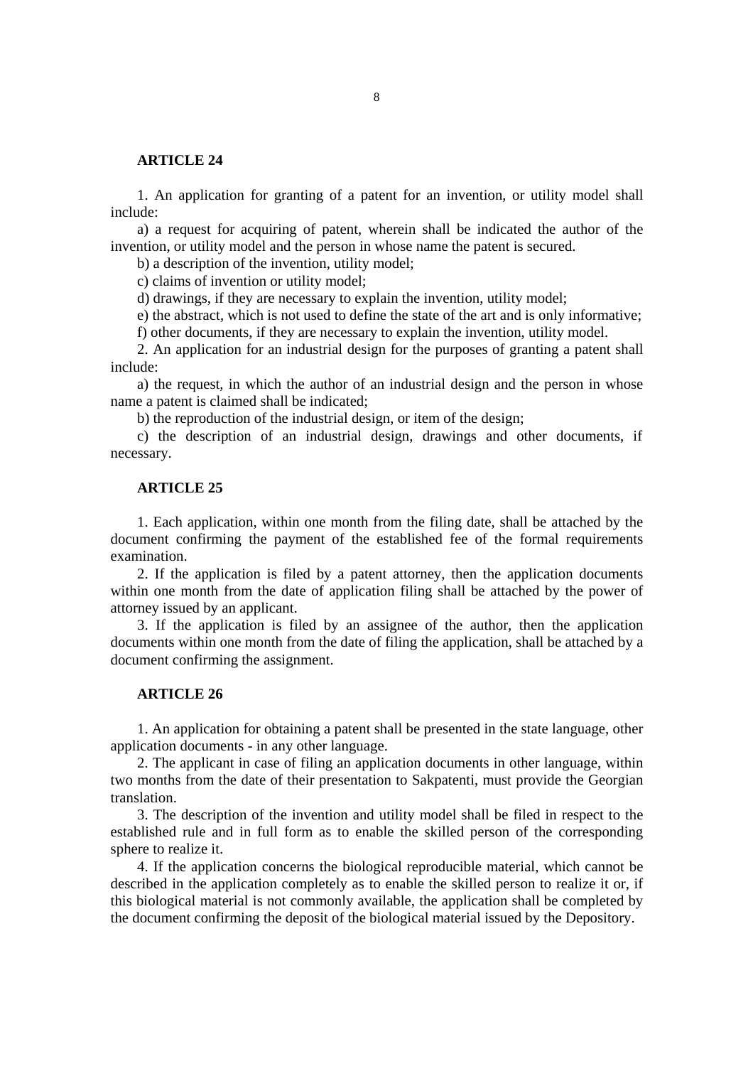**ARTICLE 24**

1. An application for granting of a patent for an invention, or utility model shall include:

a) a request for acquiring of patent, wherein shall be indicated the author of the invention, or utility model and the person in whose name the patent is secured.

b) a description of the invention, utility model;

c) claims of invention or utility model;

d) drawings, if they are necessary to explain the invention, utility model;

e) the abstract, which is not used to define the state of the art and is only informative;

f) other documents, if they are necessary to explain the invention, utility model.

2. An application for an industrial design for the purposes of granting a patent shall include:

a) the request, in which the author of an industrial design and the person in whose name a patent is claimed shall be indicated;

b) the reproduction of the industrial design, or item of the design;

c) the description of an industrial design, drawings and other documents, if necessary.

**ARTICLE 25**

1. Each application, within one month from the filing date, shall be attached by the document confirming the payment of the established fee of the formal requirements examination.

2. If the application is filed by a patent attorney, then the application documents within one month from the date of application filing shall be attached by the power of attorney issued by an applicant.

3. If the application is filed by an assignee of the author, then the application documents within one month from the date of filing the application, shall be attached by a document confirming the assignment.

**ARTICLE 26**

1. An application for obtaining a patent shall be presented in the state language, other application documents - in any other language.

2. The applicant in case of filing an application documents in other language, within two months from the date of their presentation to Sakpatenti, must provide the Georgian translation.

3. The description of the invention and utility model shall be filed in respect to the established rule and in full form as to enable the skilled person of the corresponding sphere to realize it.

4. If the application concerns the biological reproducible material, which cannot be described in the application completely as to enable the skilled person to realize it or, if this biological material is not commonly available, the application shall be completed by the document confirming the deposit of the biological material issued by the Depository.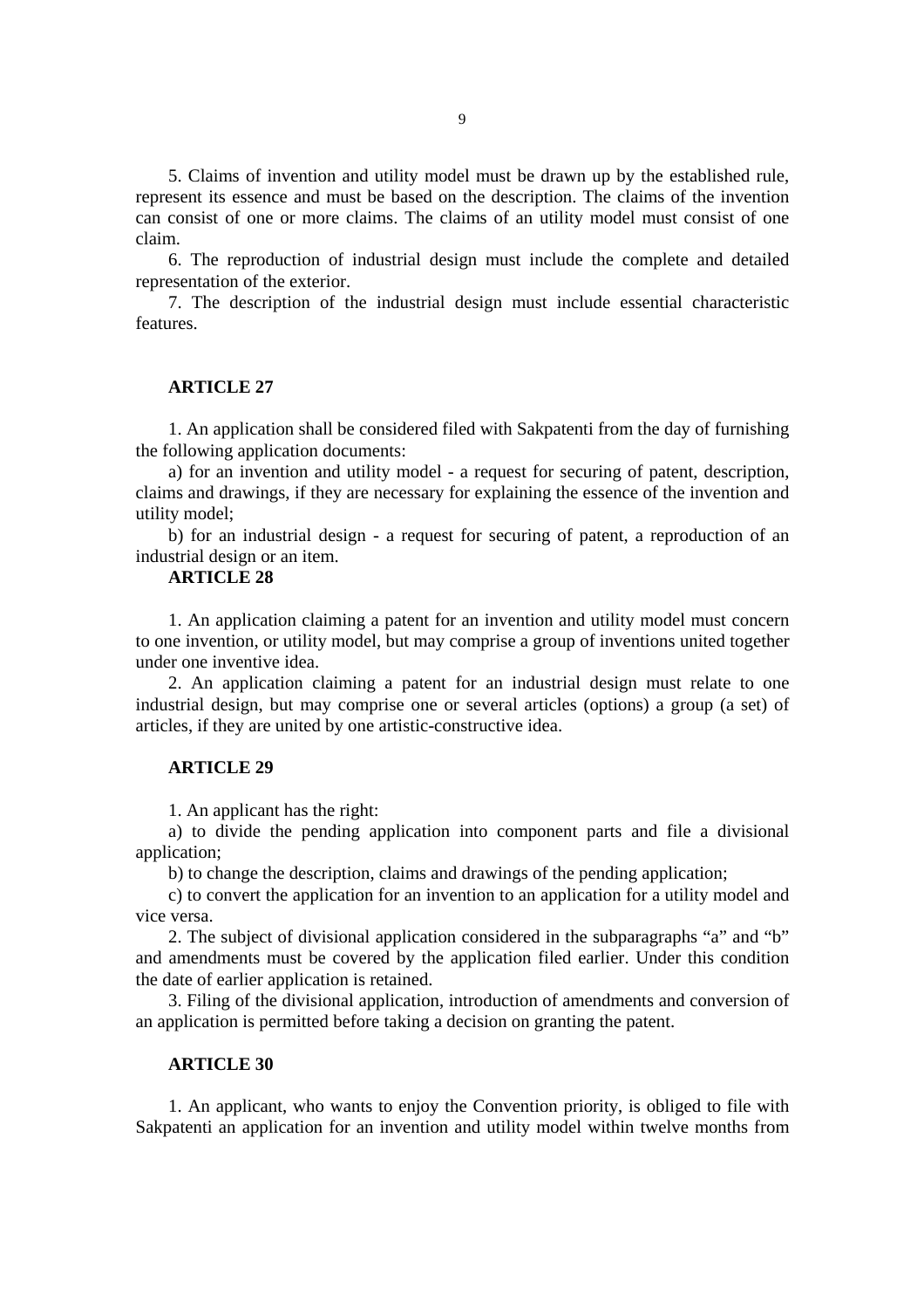5. Claims of invention and utility model must be drawn up by the established rule, represent its essence and must be based on the description. The claims of the invention can consist of one or more claims. The claims of an utility model must consist of one claim.

6. The reproduction of industrial design must include the complete and detailed representation of the exterior.

7. The description of the industrial design must include essential characteristic features.

**ARTICLE 27**

1. An application shall be considered filed with Sakpatenti from the day of furnishing the following application documents:

a) for an invention and utility model - a request for securing of patent, description, claims and drawings, if they are necessary for explaining the essence of the invention and utility model;

b) for an industrial design - a request for securing of patent, a reproduction of an industrial design or an item.

**ARTICLE 28**

1. An application claiming a patent for an invention and utility model must concern to one invention, or utility model, but may comprise a group of inventions united together under one inventive idea.

2. An application claiming a patent for an industrial design must relate to one industrial design, but may comprise one or several articles (options) a group (a set) of articles, if they are united by one artistic-constructive idea.

**ARTICLE 29**

1. An applicant has the right:

a) to divide the pending application into component parts and file a divisional application;

b) to change the description, claims and drawings of the pending application;

c) to convert the application for an invention to an application for a utility model and vice versa.

2. The subject of divisional application considered in the subparagraphs "a" and "b" and amendments must be covered by the application filed earlier. Under this condition the date of earlier application is retained.

3. Filing of the divisional application, introduction of amendments and conversion of an application is permitted before taking a decision on granting the patent.

**ARTICLE 30**

1. An applicant, who wants to enjoy the Convention priority, is obliged to file with Sakpatenti an application for an invention and utility model within twelve months from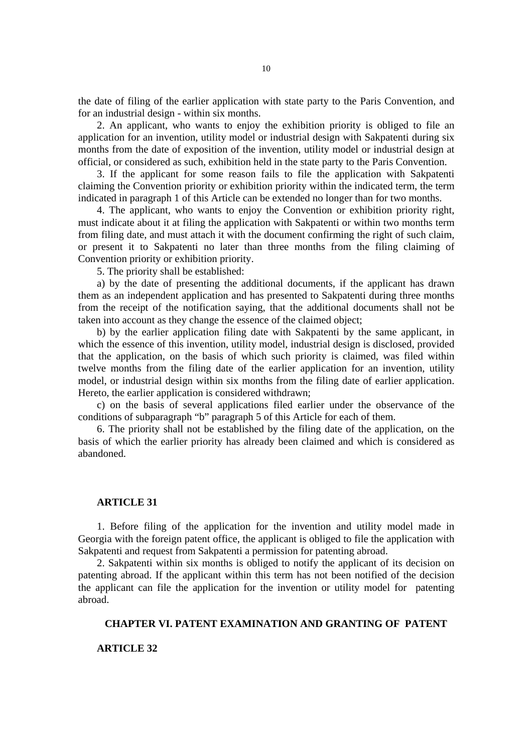the date of filing of the earlier application with state party to the Paris Convention, and for an industrial design - within six months.

2. An applicant, who wants to enjoy the exhibition priority is obliged to file an application for an invention, utility model or industrial design with Sakpatenti during six months from the date of exposition of the invention, utility model or industrial design at official, or considered as such, exhibition held in the state party to the Paris Convention.

3. If the applicant for some reason fails to file the application with Sakpatenti claiming the Convention priority or exhibition priority within the indicated term, the term indicated in paragraph 1 of this Article can be extended no longer than for two months.

4. The applicant, who wants to enjoy the Convention or exhibition priority right, must indicate about it at filing the application with Sakpatenti or within two months term from filing date, and must attach it with the document confirming the right of such claim, or present it to Sakpatenti no later than three months from the filing claiming of Convention priority or exhibition priority.

5. The priority shall be established:

a) by the date of presenting the additional documents, if the applicant has drawn them as an independent application and has presented to Sakpatenti during three months from the receipt of the notification saying, that the additional documents shall not be taken into account as they change the essence of the claimed object;

b) by the earlier application filing date with Sakpatenti by the same applicant, in which the essence of this invention, utility model, industrial design is disclosed, provided that the application, on the basis of which such priority is claimed, was filed within twelve months from the filing date of the earlier application for an invention, utility model, or industrial design within six months from the filing date of earlier application. Hereto, the earlier application is considered withdrawn;

c) on the basis of several applications filed earlier under the observance of the conditions of subparagraph “b” paragraph 5 of this Article for each of them.

6. The priority shall not be established by the filing date of the application, on the basis of which the earlier priority has already been claimed and which is considered as abandoned.

**ARTICLE 31**

1. Before filing of the application for the invention and utility model made in Georgia with the foreign patent office, the applicant is obliged to file the application with Sakpatenti and request from Sakpatenti a permission for patenting abroad.

2. Sakpatenti within six months is obliged to notify the applicant of its decision on patenting abroad. If the applicant within this term has not been notified of the decision the applicant can file the application for the invention or utility model for patenting abroad.

## CHAPTER VI. PATENT EXAMINATION AND GRANTING OF PATENT

**ARTICLE 32**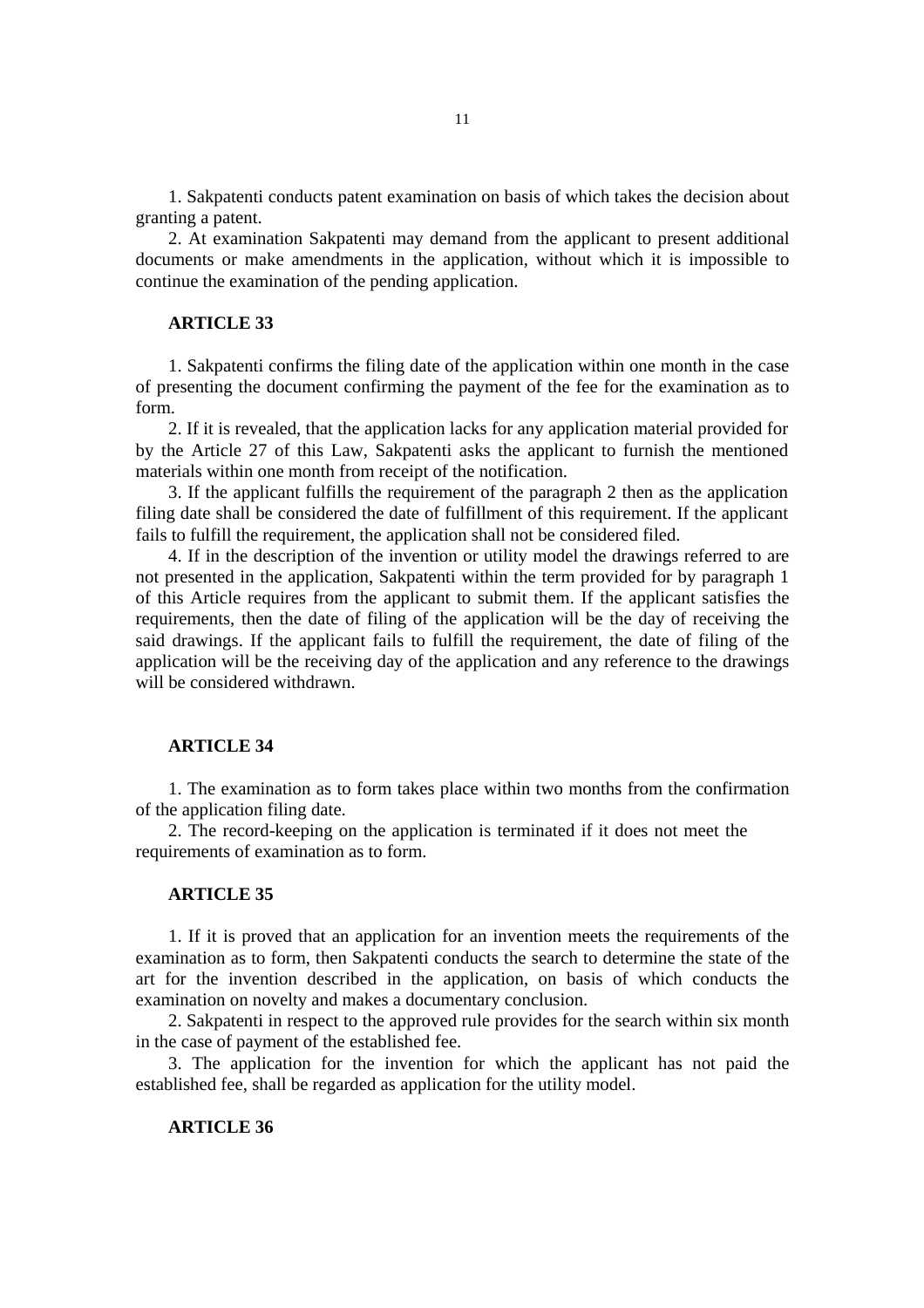1. Sakpatenti conducts patent examination on basis of which takes the decision about granting a patent.

2. At examination Sakpatenti may demand from the applicant to present additional documents or make amendments in the application, without which it is impossible to continue the examination of the pending application.

### ARTICLE 33

1. Sakpatenti confirms the filing date of the application within one month in the case of presenting the document confirming the payment of the fee for the examination as to form.

2. If it is revealed, that the application lacks for any application material provided for by the Article 27 of this Law, Sakpatenti asks the applicant to furnish the mentioned materials within one month from receipt of the notification.

3. If the applicant fulfills the requirement of the paragraph 2 then as the application filing date shall be considered the date of fulfillment of this requirement. If the applicant fails to fulfill the requirement, the application shall not be considered filed.

4. If in the description of the invention or utility model the drawings referred to are not presented in the application, Sakpatenti within the term provided for by paragraph 1 of this Article requires from the applicant to submit them. If the applicant satisfies the requirements, then the date of filing of the application will be the day of receiving the said drawings. If the applicant fails to fulfill the requirement, the date of filing of the application will be the receiving day of the application and any reference to the drawings will be considered withdrawn.

### ARTICLE 34

1. The examination as to form takes place within two months from the confirmation of the application filing date.

2. The record-keeping on the application is terminated if it does not meet the requirements of examination as to form.

### ARTICLE 35

1. If it is proved that an application for an invention meets the requirements of the examination as to form, then Sakpatenti conducts the search to determine the state of the art for the invention described in the application, on basis of which conducts the examination on novelty and makes a documentary conclusion.

2. Sakpatenti in respect to the approved rule provides for the search within six month in the case of payment of the established fee.

3. The application for the invention for which the applicant has not paid the established fee, shall be regarded as application for the utility model.

### ARTICLE 36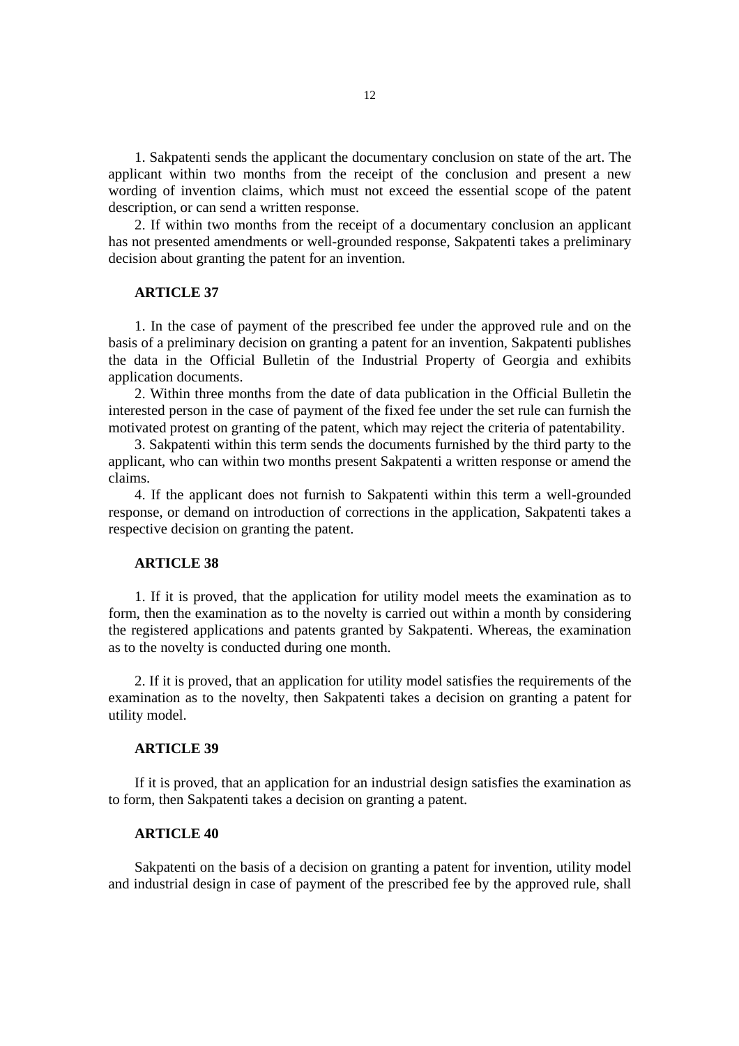1. Sakpatenti sends the applicant the documentary conclusion on state of the art. The applicant within two months from the receipt of the conclusion and present a new wording of invention claims, which must not exceed the essential scope of the patent description, or can send a written response.

2. If within two months from the receipt of a documentary conclusion an applicant has not presented amendments or well-grounded response, Sakpatenti takes a preliminary decision about granting the patent for an invention.

**ARTICLE 37**

1. In the case of payment of the prescribed fee under the approved rule and on the basis of a preliminary decision on granting a patent for an invention, Sakpatenti publishes the data in the Official Bulletin of the Industrial Property of Georgia and exhibits application documents.

2. Within three months from the date of data publication in the Official Bulletin the interested person in the case of payment of the fixed fee under the set rule can furnish the motivated protest on granting of the patent, which may reject the criteria of patentability.

3. Sakpatenti within this term sends the documents furnished by the third party to the applicant, who can within two months present Sakpatenti a written response or amend the claims.

4. If the applicant does not furnish to Sakpatenti within this term a well-grounded response, or demand on introduction of corrections in the application, Sakpatenti takes a respective decision on granting the patent.

**ARTICLE 38**

1. If it is proved, that the application for utility model meets the examination as to form, then the examination as to the novelty is carried out within a month by considering the registered applications and patents granted by Sakpatenti. Whereas, the examination as to the novelty is conducted during one month.

2. If it is proved, that an application for utility model satisfies the requirements of the examination as to the novelty, then Sakpatenti takes a decision on granting a patent for utility model.

**ARTICLE 39**

If it is proved, that an application for an industrial design satisfies the examination as to form, then Sakpatenti takes a decision on granting a patent.

**ARTICLE 40**

Sakpatenti on the basis of a decision on granting a patent for invention, utility model and industrial design in case of payment of the prescribed fee by the approved rule, shall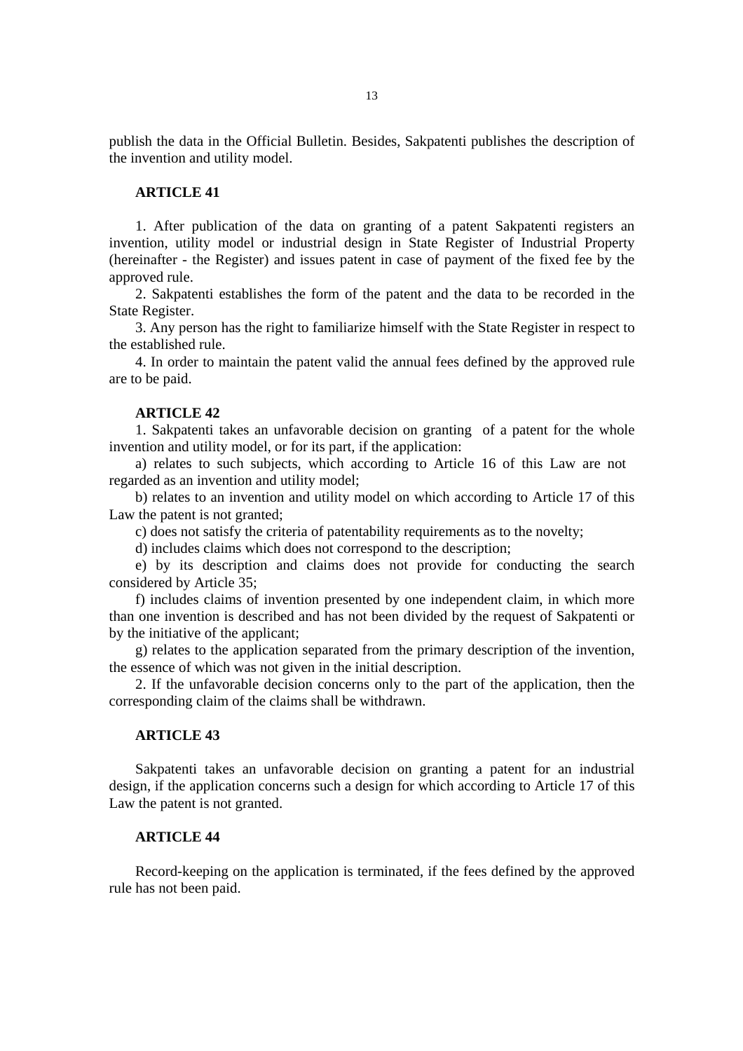publish the data in the Official Bulletin. Besides, Sakpatenti publishes the description of the invention and utility model.

**ARTICLE 41**

1. After publication of the data on granting of a patent Sakpatenti registers an invention, utility model or industrial design in State Register of Industrial Property (hereinafter - the Register) and issues patent in case of payment of the fixed fee by the approved rule.

2. Sakpatenti establishes the form of the patent and the data to be recorded in the State Register.

3. Any person has the right to familiarize himself with the State Register in respect to the established rule.

4. In order to maintain the patent valid the annual fees defined by the approved rule are to be paid.

**ARTICLE 42**

1. Sakpatenti takes an unfavorable decision on granting of a patent for the whole invention and utility model, or for its part, if the application:

a) relates to such subjects, which according to Article 16 of this Law are not regarded as an invention and utility model;

b) relates to an invention and utility model on which according to Article 17 of this Law the patent is not granted;

c) does not satisfy the criteria of patentability requirements as to the novelty;

d) includes claims which does not correspond to the description;

e) by its description and claims does not provide for conducting the search considered by Article 35;

f) includes claims of invention presented by one independent claim, in which more than one invention is described and has not been divided by the request of Sakpatenti or by the initiative of the applicant;

g) relates to the application separated from the primary description of the invention, the essence of which was not given in the initial description.

2. If the unfavorable decision concerns only to the part of the application, then the corresponding claim of the claims shall be withdrawn.

**ARTICLE 43**

Sakpatenti takes an unfavorable decision on granting a patent for an industrial design, if the application concerns such a design for which according to Article 17 of this Law the patent is not granted.

**ARTICLE 44**

Record-keeping on the application is terminated, if the fees defined by the approved rule has not been paid.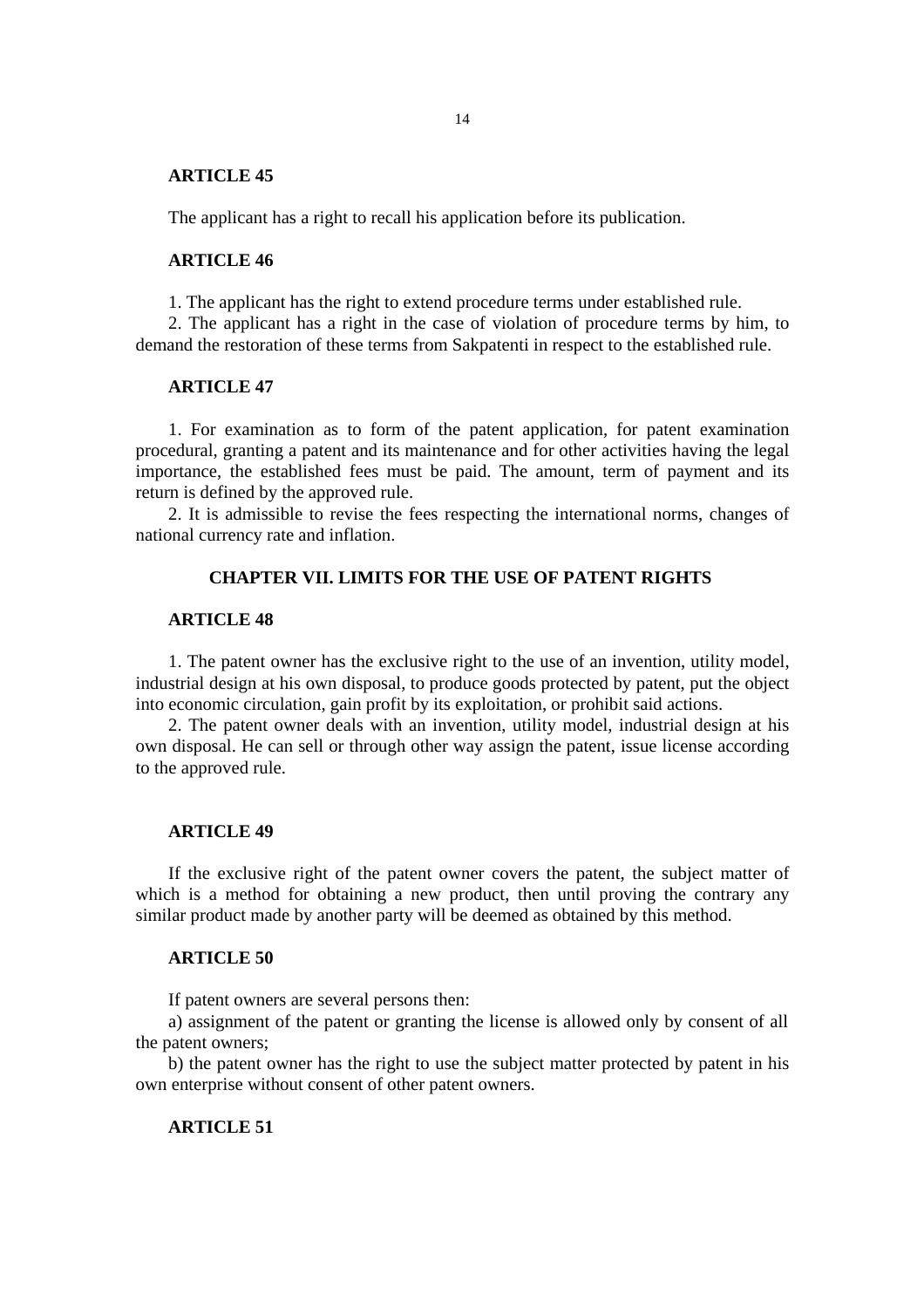**ARTICLE 45**

The applicant has a right to recall his application before its publication.

**ARTICLE 46**

1. The applicant has the right to extend procedure terms under established rule.

2. The applicant has a right in the case of violation of procedure terms by him, to demand the restoration of these terms from Sakpatenti in respect to the established rule.

**ARTICLE 47**

1. For examination as to form of the patent application, for patent examination procedural, granting a patent and its maintenance and for other activities having the legal importance, the established fees must be paid. The amount, term of payment and its return is defined by the approved rule.

2. It is admissible to revise the fees respecting the international norms, changes of national currency rate and inflation.

## CHAPTER VII. LIMITS FOR THE USE OF PATENT RIGHTS

**ARTICLE 48**

1. The patent owner has the exclusive right to the use of an invention, utility model, industrial design at his own disposal, to produce goods protected by patent, put the object into economic circulation, gain profit by its exploitation, or prohibit said actions.

2. The patent owner deals with an invention, utility model, industrial design at his own disposal. He can sell or through other way assign the patent, issue license according to the approved rule.

**ARTICLE 49**

If the exclusive right of the patent owner covers the patent, the subject matter of which is a method for obtaining a new product, then until proving the contrary any similar product made by another party will be deemed as obtained by this method.

**ARTICLE 50**

If patent owners are several persons then:

a) assignment of the patent or granting the license is allowed only by consent of all the patent owners;

b) the patent owner has the right to use the subject matter protected by patent in his own enterprise without consent of other patent owners.

**ARTICLE 51**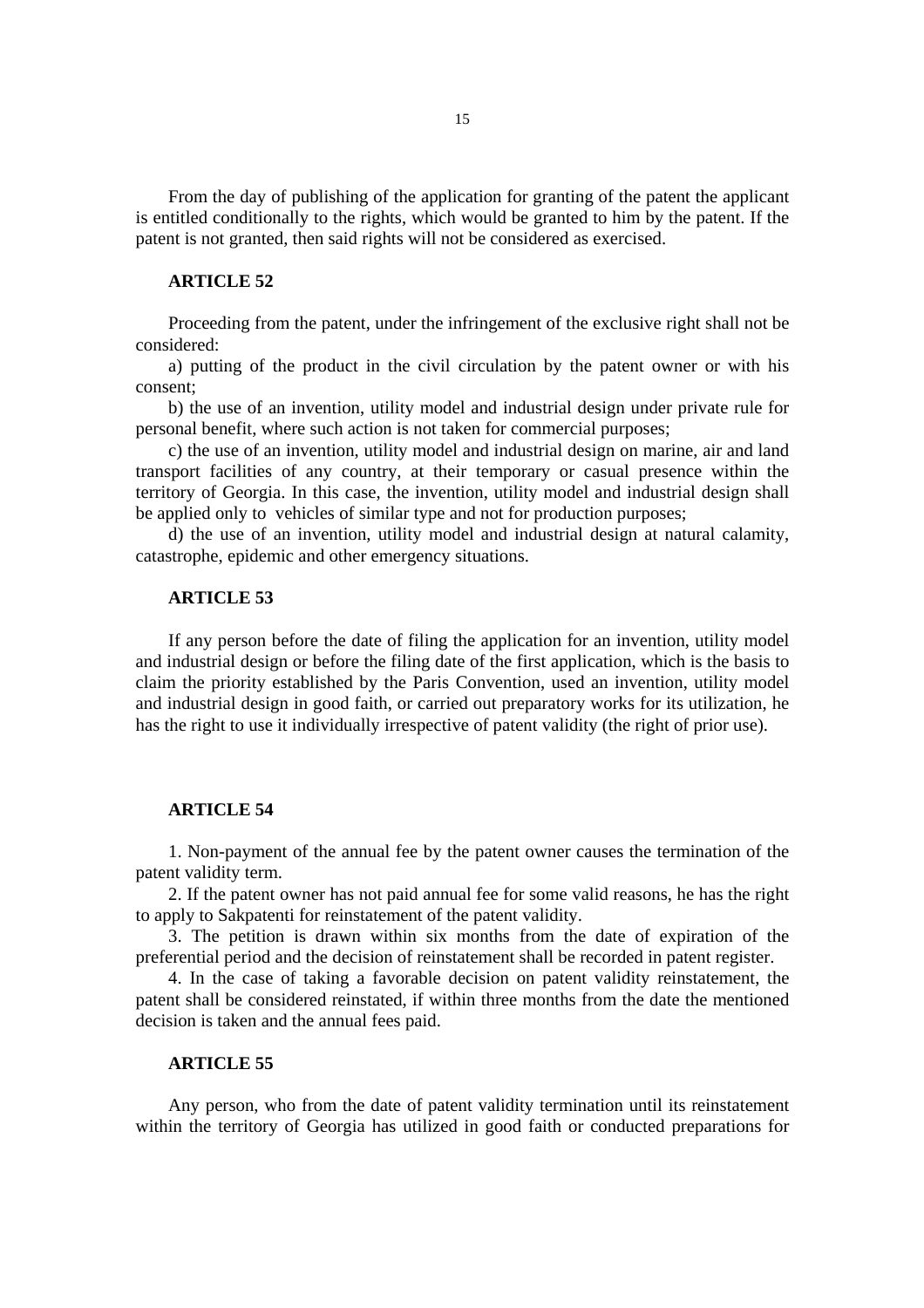From the day of publishing of the application for granting of the patent the applicant is entitled conditionally to the rights, which would be granted to him by the patent. If the patent is not granted, then said rights will not be considered as exercised.

**ARTICLE 52**

Proceeding from the patent, under the infringement of the exclusive right shall not be considered:

a) putting of the product in the civil circulation by the patent owner or with his consent;

b) the use of an invention, utility model and industrial design under private rule for personal benefit, where such action is not taken for commercial purposes;

c) the use of an invention, utility model and industrial design on marine, air and land transport facilities of any country, at their temporary or casual presence within the territory of Georgia. In this case, the invention, utility model and industrial design shall be applied only to vehicles of similar type and not for production purposes;

d) the use of an invention, utility model and industrial design at natural calamity, catastrophe, epidemic and other emergency situations.

**ARTICLE 53**

If any person before the date of filing the application for an invention, utility model and industrial design or before the filing date of the first application, which is the basis to claim the priority established by the Paris Convention, used an invention, utility model and industrial design in good faith, or carried out preparatory works for its utilization, he has the right to use it individually irrespective of patent validity (the right of prior use).

**ARTICLE 54**

1. Non-payment of the annual fee by the patent owner causes the termination of the patent validity term.

2. If the patent owner has not paid annual fee for some valid reasons, he has the right to apply to Sakpatenti for reinstatement of the patent validity.

3. The petition is drawn within six months from the date of expiration of the preferential period and the decision of reinstatement shall be recorded in patent register.

4. In the case of taking a favorable decision on patent validity reinstatement, the patent shall be considered reinstated, if within three months from the date the mentioned decision is taken and the annual fees paid.

**ARTICLE 55**

Any person, who from the date of patent validity termination until its reinstatement within the territory of Georgia has utilized in good faith or conducted preparations for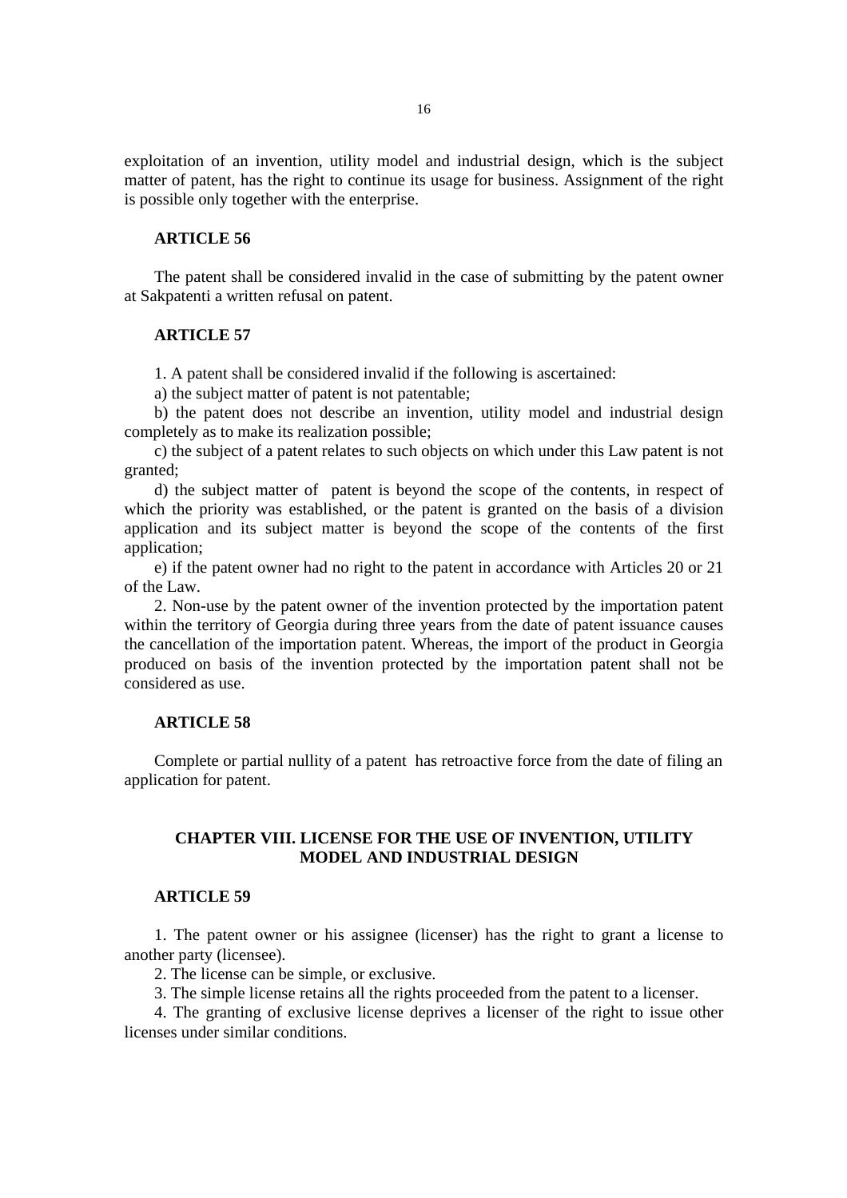exploitation of an invention, utility model and industrial design, which is the subject matter of patent, has the right to continue its usage for business. Assignment of the right is possible only together with the enterprise.

**ARTICLE 56**

The patent shall be considered invalid in the case of submitting by the patent owner at Sakpatenti a written refusal on patent.

**ARTICLE 57**

1. A patent shall be considered invalid if the following is ascertained:

a) the subject matter of patent is not patentable;

b) the patent does not describe an invention, utility model and industrial design completely as to make its realization possible;

c) the subject of a patent relates to such objects on which under this Law patent is not granted;

d) the subject matter of patent is beyond the scope of the contents, in respect of which the priority was established, or the patent is granted on the basis of a division application and its subject matter is beyond the scope of the contents of the first application;

e) if the patent owner had no right to the patent in accordance with Articles 20 or 21 of the Law.

2. Non-use by the patent owner of the invention protected by the importation patent within the territory of Georgia during three years from the date of patent issuance causes the cancellation of the importation patent. Whereas, the import of the product in Georgia produced on basis of the invention protected by the importation patent shall not be considered as use.

**ARTICLE 58**

Complete or partial nullity of a patent has retroactive force from the date of filing an application for patent.

## CHAPTER VIII. LICENSE FOR THE USE OF INVENTION, UTILITY MODEL AND INDUSTRIAL DESIGN

**ARTICLE 59**

1. The patent owner or his assignee (licenser) has the right to grant a license to another party (licensee).

2. The license can be simple, or exclusive.

3. The simple license retains all the rights proceeded from the patent to a licenser.

4. The granting of exclusive license deprives a licenser of the right to issue other licenses under similar conditions.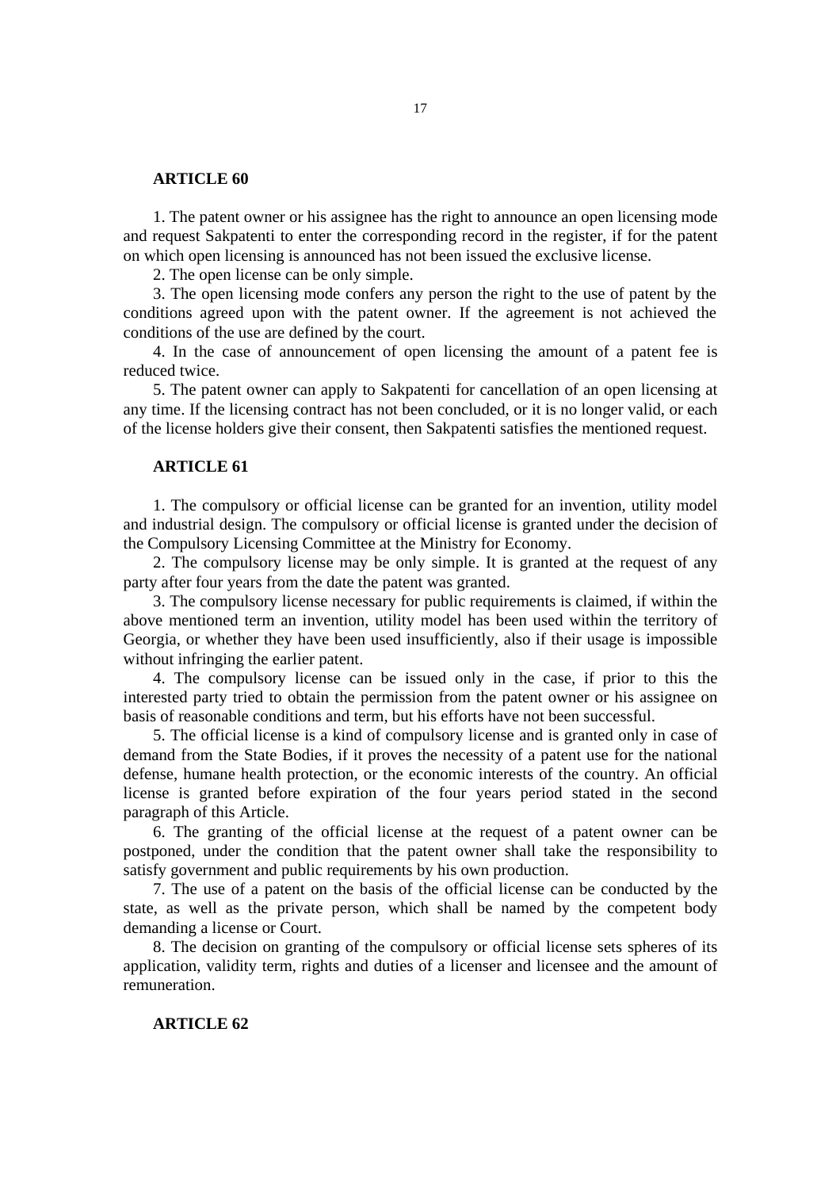**ARTICLE 60**

1. The patent owner or his assignee has the right to announce an open licensing mode and request Sakpatenti to enter the corresponding record in the register, if for the patent on which open licensing is announced has not been issued the exclusive license.

2. The open license can be only simple.

3. The open licensing mode confers any person the right to the use of patent by the conditions agreed upon with the patent owner. If the agreement is not achieved the conditions of the use are defined by the court.

4. In the case of announcement of open licensing the amount of a patent fee is reduced twice.

5. The patent owner can apply to Sakpatenti for cancellation of an open licensing at any time. If the licensing contract has not been concluded, or it is no longer valid, or each of the license holders give their consent, then Sakpatenti satisfies the mentioned request.

**ARTICLE 61**

1. The compulsory or official license can be granted for an invention, utility model and industrial design. The compulsory or official license is granted under the decision of the Compulsory Licensing Committee at the Ministry for Economy.

2. The compulsory license may be only simple. It is granted at the request of any party after four years from the date the patent was granted.

3. The compulsory license necessary for public requirements is claimed, if within the above mentioned term an invention, utility model has been used within the territory of Georgia, or whether they have been used insufficiently, also if their usage is impossible without infringing the earlier patent.

4. The compulsory license can be issued only in the case, if prior to this the interested party tried to obtain the permission from the patent owner or his assignee on basis of reasonable conditions and term, but his efforts have not been successful.

5. The official license is a kind of compulsory license and is granted only in case of demand from the State Bodies, if it proves the necessity of a patent use for the national defense, humane health protection, or the economic interests of the country. An official license is granted before expiration of the four years period stated in the second paragraph of this Article.

6. The granting of the official license at the request of a patent owner can be postponed, under the condition that the patent owner shall take the responsibility to satisfy government and public requirements by his own production.

7. The use of a patent on the basis of the official license can be conducted by the state, as well as the private person, which shall be named by the competent body demanding a license or Court.

8. The decision on granting of the compulsory or official license sets spheres of its application, validity term, rights and duties of a licenser and licensee and the amount of remuneration.

**ARTICLE 62**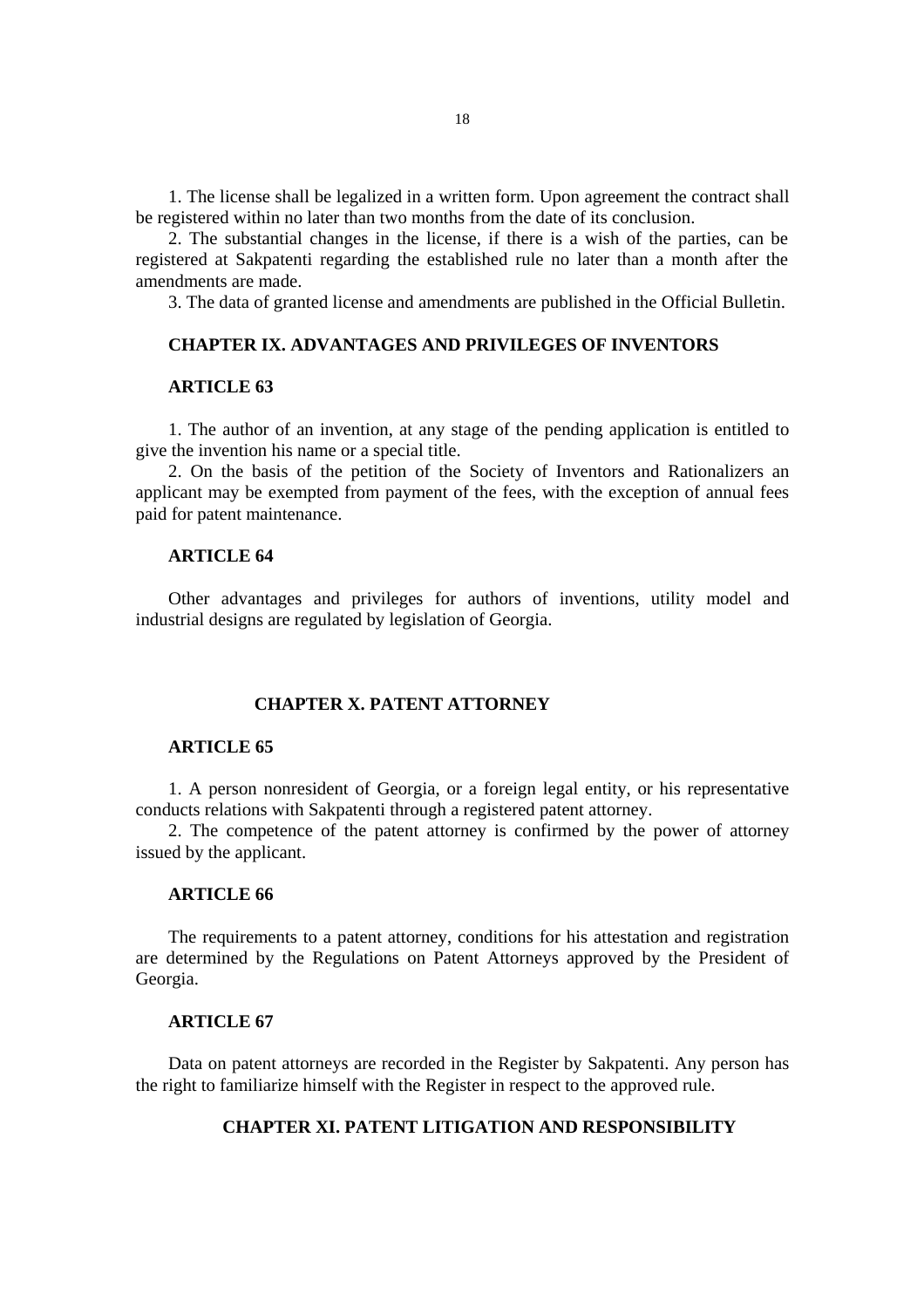1. The license shall be legalized in a written form. Upon agreement the contract shall be registered within no later than two months from the date of its conclusion.

2. The substantial changes in the license, if there is a wish of the parties, can be registered at Sakpatenti regarding the established rule no later than a month after the amendments are made.

3. The data of granted license and amendments are published in the Official Bulletin.

## CHAPTER IX. ADVANTAGES AND PRIVILEGES OF INVENTORS

### ARTICLE 63

1. The author of an invention, at any stage of the pending application is entitled to give the invention his name or a special title.

2. On the basis of the petition of the Society of Inventors and Rationalizers an applicant may be exempted from payment of the fees, with the exception of annual fees paid for patent maintenance.

### ARTICLE 64

Other advantages and privileges for authors of inventions, utility model and industrial designs are regulated by legislation of Georgia.

## CHAPTER X. PATENT ATTORNEY

### ARTICLE 65

1. A person nonresident of Georgia, or a foreign legal entity, or his representative conducts relations with Sakpatenti through a registered patent attorney.

2. The competence of the patent attorney is confirmed by the power of attorney issued by the applicant.

### ARTICLE 66

The requirements to a patent attorney, conditions for his attestation and registration are determined by the Regulations on Patent Attorneys approved by the President of Georgia.

### ARTICLE 67

Data on patent attorneys are recorded in the Register by Sakpatenti. Any person has the right to familiarize himself with the Register in respect to the approved rule.

## CHAPTER XI. PATENT LITIGATION AND RESPONSIBILITY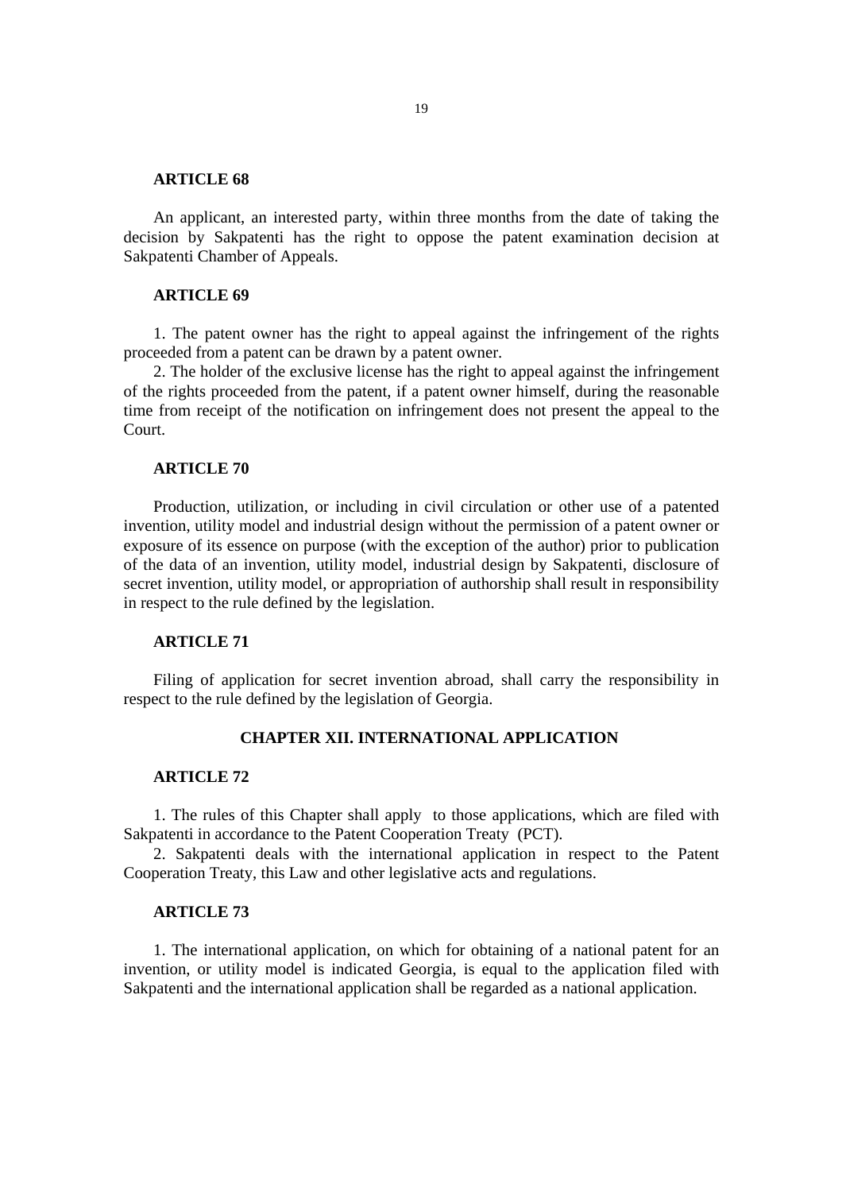**ARTICLE 68**

An applicant, an interested party, within three months from the date of taking the decision by Sakpatenti has the right to oppose the patent examination decision at Sakpatenti Chamber of Appeals.

**ARTICLE 69**

1. The patent owner has the right to appeal against the infringement of the rights proceeded from a patent can be drawn by a patent owner.

2. The holder of the exclusive license has the right to appeal against the infringement of the rights proceeded from the patent, if a patent owner himself, during the reasonable time from receipt of the notification on infringement does not present the appeal to the Court.

**ARTICLE 70**

Production, utilization, or including in civil circulation or other use of a patented invention, utility model and industrial design without the permission of a patent owner or exposure of its essence on purpose (with the exception of the author) prior to publication of the data of an invention, utility model, industrial design by Sakpatenti, disclosure of secret invention, utility model, or appropriation of authorship shall result in responsibility in respect to the rule defined by the legislation.

**ARTICLE 71**

Filing of application for secret invention abroad, shall carry the responsibility in respect to the rule defined by the legislation of Georgia.

## CHAPTER XII. INTERNATIONAL APPLICATION

**ARTICLE 72**

1. The rules of this Chapter shall apply to those applications, which are filed with Sakpatenti in accordance to the Patent Cooperation Treaty (PCT).

2. Sakpatenti deals with the international application in respect to the Patent Cooperation Treaty, this Law and other legislative acts and regulations.

**ARTICLE 73**

1. The international application, on which for obtaining of a national patent for an invention, or utility model is indicated Georgia, is equal to the application filed with Sakpatenti and the international application shall be regarded as a national application.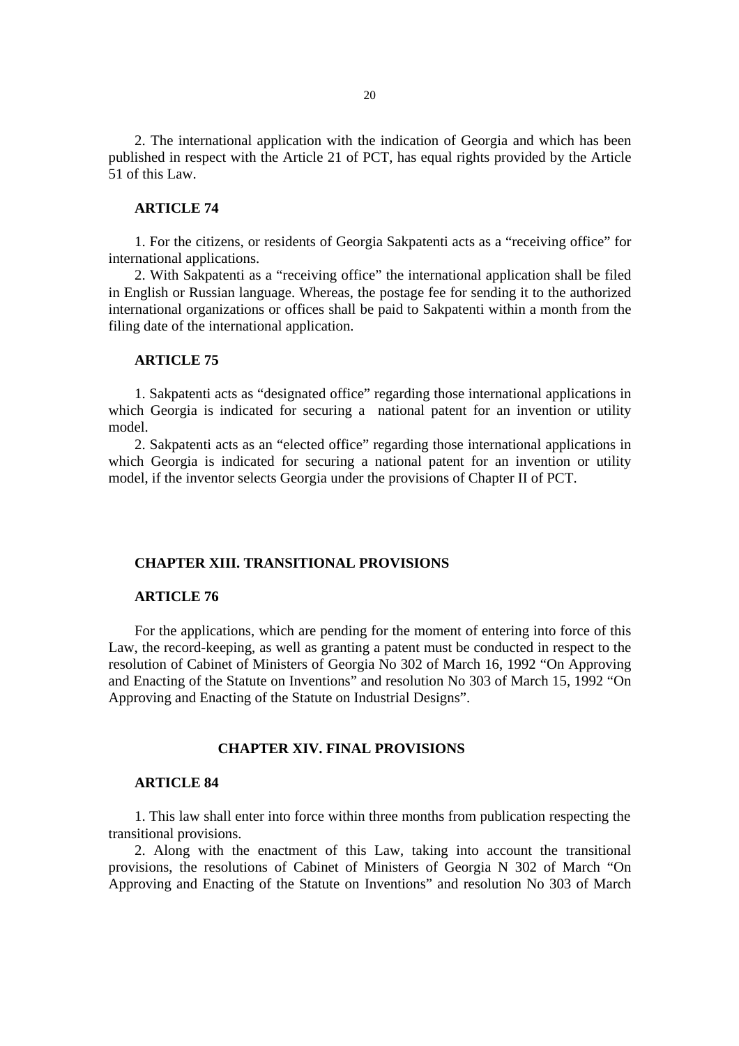2. The international application with the indication of Georgia and which has been published in respect with the Article 21 of PCT, has equal rights provided by the Article 51 of this Law.

**ARTICLE 74**

1. For the citizens, or residents of Georgia Sakpatenti acts as a "receiving office" for international applications.

2. With Sakpatenti as a "receiving office" the international application shall be filed in English or Russian language. Whereas, the postage fee for sending it to the authorized international organizations or offices shall be paid to Sakpatenti within a month from the filing date of the international application.

**ARTICLE 75**

1. Sakpatenti acts as "designated office" regarding those international applications in which Georgia is indicated for securing a national patent for an invention or utility model.

2. Sakpatenti acts as an "elected office" regarding those international applications in which Georgia is indicated for securing a national patent for an invention or utility model, if the inventor selects Georgia under the provisions of Chapter II of PCT.

## CHAPTER XIII. TRANSITIONAL PROVISIONS

**ARTICLE 76**

For the applications, which are pending for the moment of entering into force of this Law, the record-keeping, as well as granting a patent must be conducted in respect to the resolution of Cabinet of Ministers of Georgia No 302 of March 16, 1992 "On Approving and Enacting of the Statute on Inventions" and resolution No 303 of March 15, 1992 "On Approving and Enacting of the Statute on Industrial Designs".

## CHAPTER XIV. FINAL PROVISIONS

**ARTICLE 84**

1. This law shall enter into force within three months from publication respecting the transitional provisions.

2. Along with the enactment of this Law, taking into account the transitional provisions, the resolutions of Cabinet of Ministers of Georgia N 302 of March "On Approving and Enacting of the Statute on Inventions" and resolution No 303 of March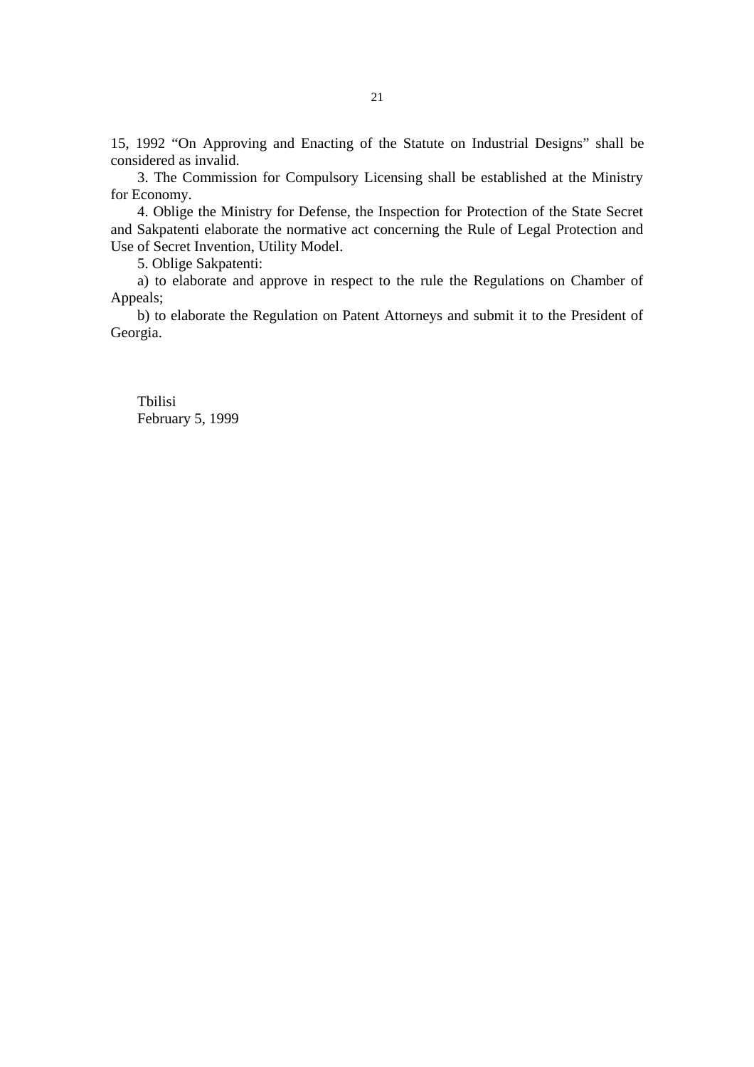15, 1992 "On Approving and Enacting of the Statute on Industrial Designs" shall be considered as invalid.

3. The Commission for Compulsory Licensing shall be established at the Ministry for Economy.

4. Oblige the Ministry for Defense, the Inspection for Protection of the State Secret and Sakpatenti elaborate the normative act concerning the Rule of Legal Protection and Use of Secret Invention, Utility Model.

5. Oblige Sakpatenti:

a) to elaborate and approve in respect to the rule the Regulations on Chamber of Appeals;

b) to elaborate the Regulation on Patent Attorneys and submit it to the President of Georgia.

Tbilisi
February 5, 1999